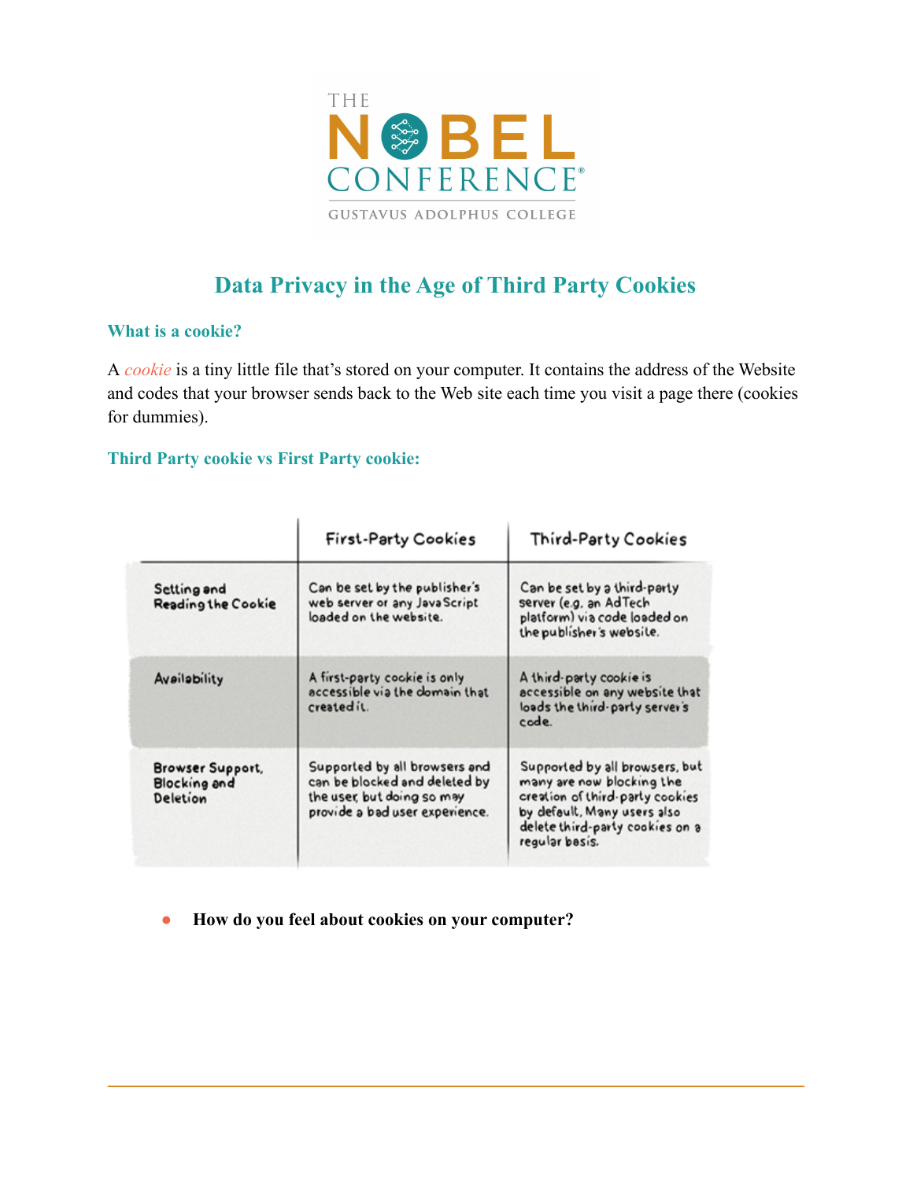THE NOBEL CONFERENCE®
GUSTAVUS ADOLPHUS COLLEGE

# Data Privacy in the Age of Third Party Cookies

### What is a cookie?

A *cookie* is a tiny little file that's stored on your computer. It contains the address of the Website and codes that your browser sends back to the Web site each time you visit a page there (cookies for dummies).

### Third Party cookie vs First Party cookie:

| | First-Party Cookies | Third-Party Cookies |
|---|---|---|
| Setting and Reading the Cookie | Can be set by the publisher's web server or any JavaScript loaded on the website. | Can be set by a third-party server (e.g. an AdTech platform) via code loaded on the publisher's website. |
| Availability | A first-party cookie is only accessible via the domain that created it. | A third-party cookie is accessible on any website that loads the third-party server's code. |
| Browser Support, Blocking and Deletion | Supported by all browsers and can be blocked and deleted by the user, but doing so may provide a bad user experience. | Supported by all browsers, but many are now blocking the creation of third-party cookies by default. Many users also delete third-party cookies on a regular basis. |

- **How do you feel about cookies on your computer?**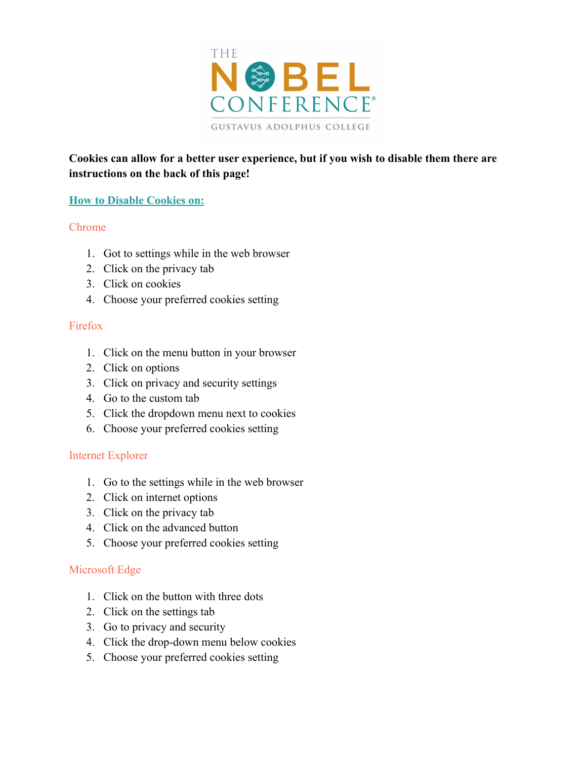**Cookies can allow for a better user experience, but if you wish to disable them there are instructions on the back of this page!**

## How to Disable Cookies on:

### Chrome

1. Got to settings while in the web browser
2. Click on the privacy tab
3. Click on cookies
4. Choose your preferred cookies setting

### Firefox

1. Click on the menu button in your browser
2. Click on options
3. Click on privacy and security settings
4. Go to the custom tab
5. Click the dropdown menu next to cookies
6. Choose your preferred cookies setting

### Internet Explorer

1. Go to the settings while in the web browser
2. Click on internet options
3. Click on the privacy tab
4. Click on the advanced button
5. Choose your preferred cookies setting

### Microsoft Edge

1. Click on the button with three dots
2. Click on the settings tab
3. Go to privacy and security
4. Click the drop-down menu below cookies
5. Choose your preferred cookies setting